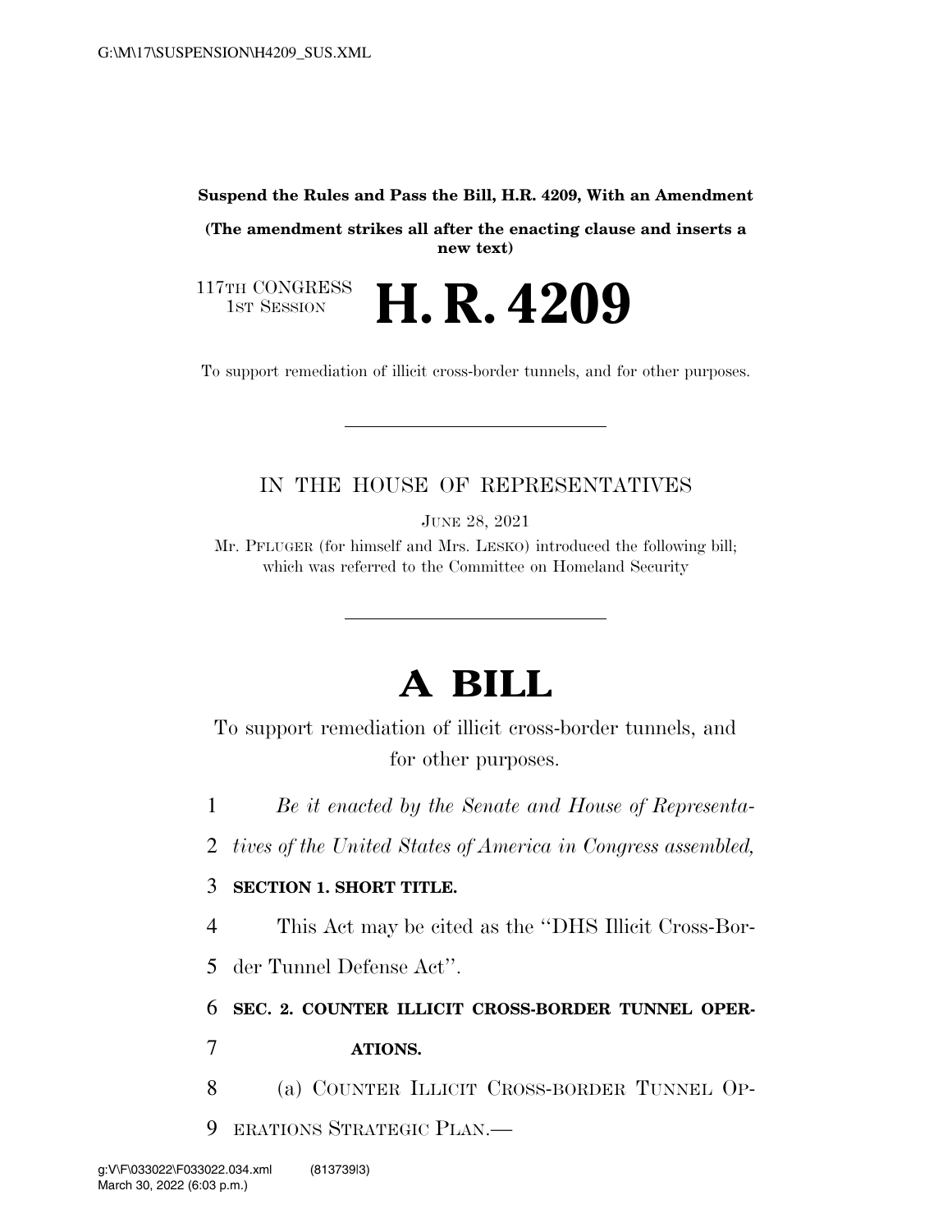**Suspend the Rules and Pass the Bill, H.R. 4209, With an Amendment**

**(The amendment strikes all after the enacting clause and inserts a new text)**

117TH CONGRESS
1ST SESSION

# H. R. 4209

To support remediation of illicit cross-border tunnels, and for other purposes.

IN THE HOUSE OF REPRESENTATIVES

JUNE 28, 2021

Mr. PFLUGER (for himself and Mrs. LESKO) introduced the following bill; which was referred to the Committee on Homeland Security

# A BILL

To support remediation of illicit cross-border tunnels, and for other purposes.

1 *Be it enacted by the Senate and House of Representa-*
2 *tives of the United States of America in Congress assembled,*

3 **SECTION 1. SHORT TITLE.**

4 This Act may be cited as the "DHS Illicit Cross-Bor-
5 der Tunnel Defense Act".

6 **SEC. 2. COUNTER ILLICIT CROSS-BORDER TUNNEL OPER-**
7 **ATIONS.**

8 (a) COUNTER ILLICIT CROSS-BORDER TUNNEL OP-
9 ERATIONS STRATEGIC PLAN.—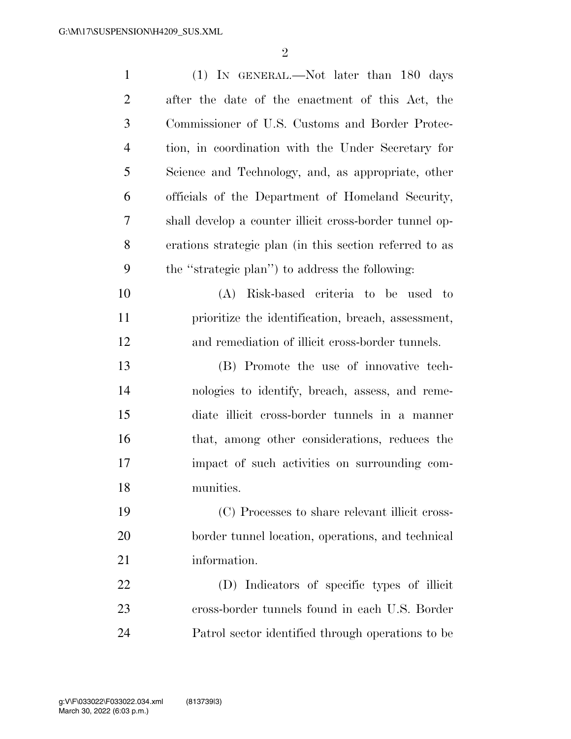(1) IN GENERAL.—Not later than 180 days after the date of the enactment of this Act, the Commissioner of U.S. Customs and Border Protection, in coordination with the Under Secretary for Science and Technology, and, as appropriate, other officials of the Department of Homeland Security, shall develop a counter illicit cross-border tunnel operations strategic plan (in this section referred to as the "strategic plan") to address the following:

(A) Risk-based criteria to be used to prioritize the identification, breach, assessment, and remediation of illicit cross-border tunnels.

(B) Promote the use of innovative technologies to identify, breach, assess, and remediate illicit cross-border tunnels in a manner that, among other considerations, reduces the impact of such activities on surrounding communities.

(C) Processes to share relevant illicit cross-border tunnel location, operations, and technical information.

(D) Indicators of specific types of illicit cross-border tunnels found in each U.S. Border Patrol sector identified through operations to be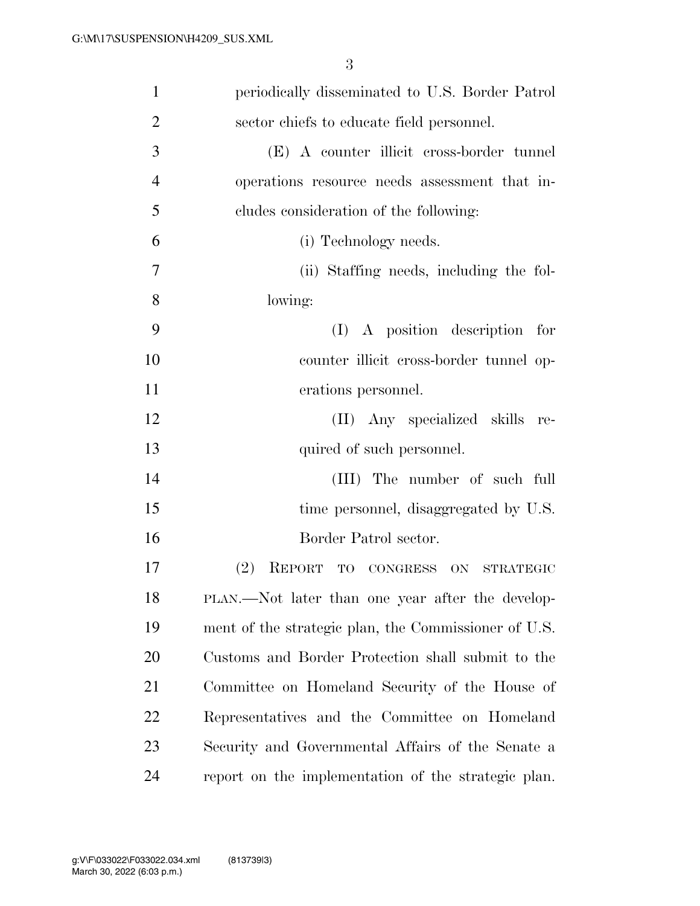periodically disseminated to U.S. Border Patrol sector chiefs to educate field personnel.

(E) A counter illicit cross-border tunnel operations resource needs assessment that includes consideration of the following:

(i) Technology needs.

(ii) Staffing needs, including the following:

(I) A position description for counter illicit cross-border tunnel operations personnel.

(II) Any specialized skills required of such personnel.

(III) The number of such full time personnel, disaggregated by U.S. Border Patrol sector.

(2) REPORT TO CONGRESS ON STRATEGIC PLAN.—Not later than one year after the development of the strategic plan, the Commissioner of U.S. Customs and Border Protection shall submit to the Committee on Homeland Security of the House of Representatives and the Committee on Homeland Security and Governmental Affairs of the Senate a report on the implementation of the strategic plan.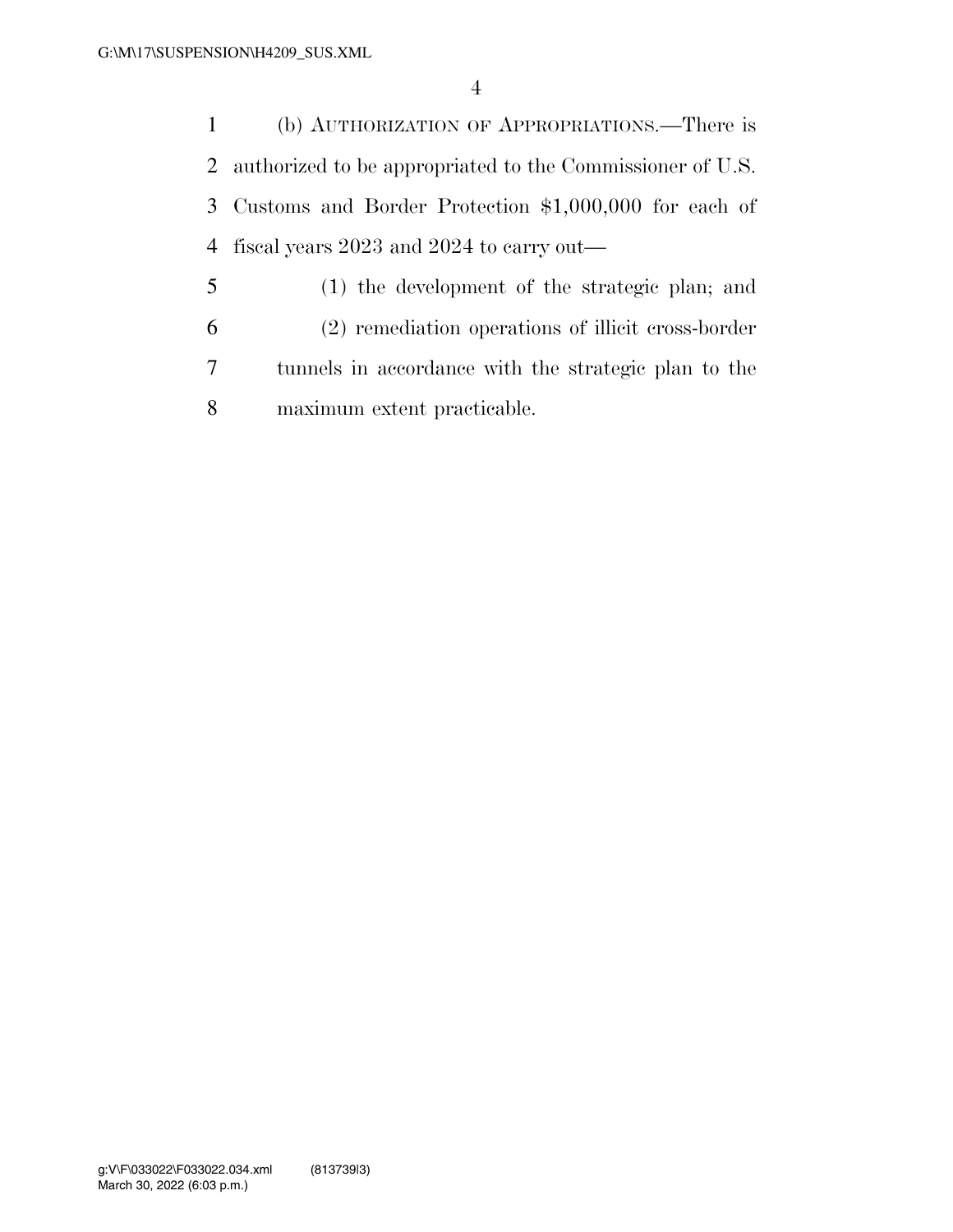(b) AUTHORIZATION OF APPROPRIATIONS.—There is authorized to be appropriated to the Commissioner of U.S. Customs and Border Protection $1,000,000 for each of fiscal years 2023 and 2024 to carry out—

(1) the development of the strategic plan; and

(2) remediation operations of illicit cross-border tunnels in accordance with the strategic plan to the maximum extent practicable.